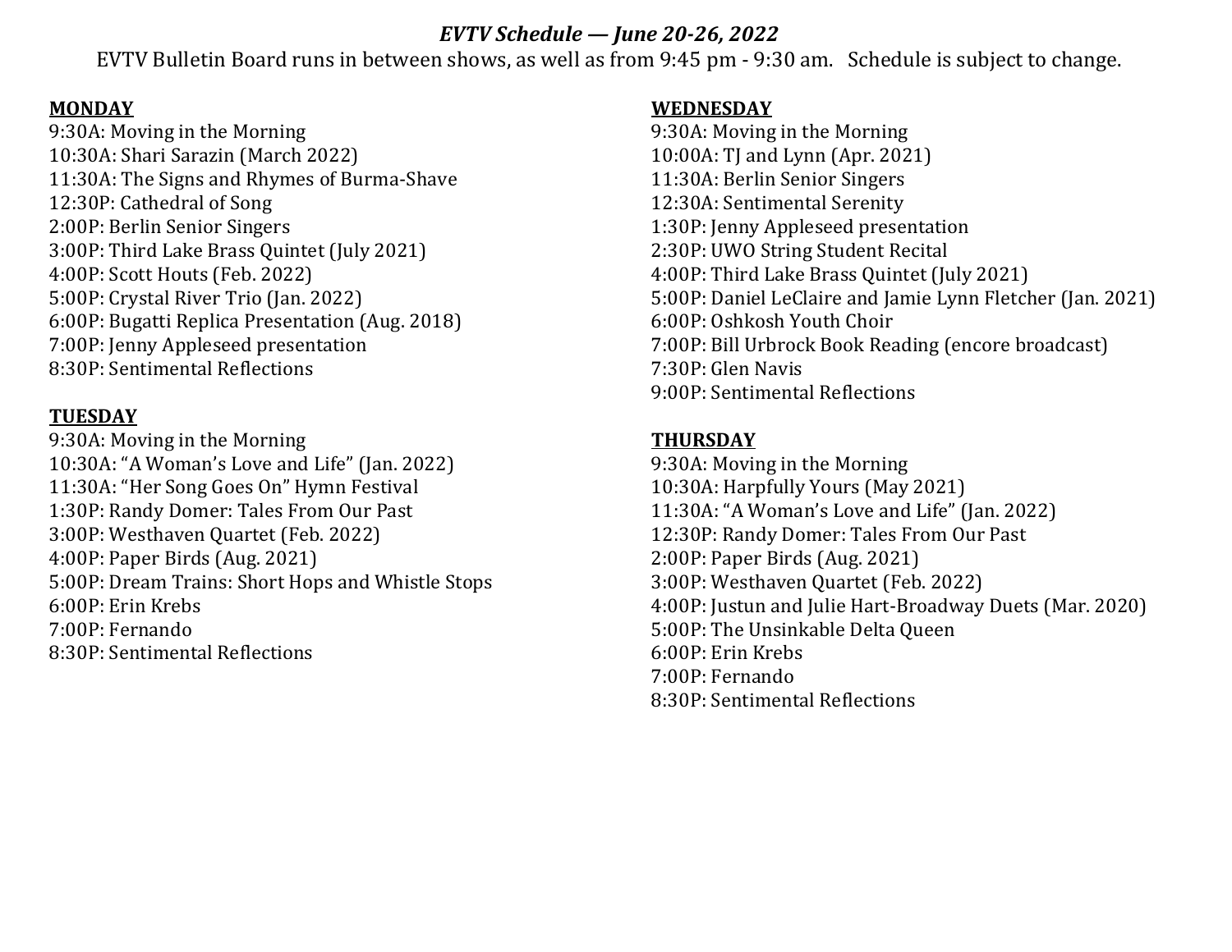***EVTV Schedule — June 20-26, 2022***

EVTV Bulletin Board runs in between shows, as well as from 9:45 pm - 9:30 am. Schedule is subject to change.

**MONDAY**

9:30A: Moving in the Morning
10:30A: Shari Sarazin (March 2022)
11:30A: The Signs and Rhymes of Burma-Shave
12:30P: Cathedral of Song
2:00P: Berlin Senior Singers
3:00P: Third Lake Brass Quintet (July 2021)
4:00P: Scott Houts (Feb. 2022)
5:00P: Crystal River Trio (Jan. 2022)
6:00P: Bugatti Replica Presentation (Aug. 2018)
7:00P: Jenny Appleseed presentation
8:30P: Sentimental Reflections

**TUESDAY**

9:30A: Moving in the Morning
10:30A: "A Woman's Love and Life" (Jan. 2022)
11:30A: "Her Song Goes On" Hymn Festival
1:30P: Randy Domer: Tales From Our Past
3:00P: Westhaven Quartet (Feb. 2022)
4:00P: Paper Birds (Aug. 2021)
5:00P: Dream Trains: Short Hops and Whistle Stops
6:00P: Erin Krebs
7:00P: Fernando
8:30P: Sentimental Reflections

**WEDNESDAY**

9:30A: Moving in the Morning
10:00A: TJ and Lynn (Apr. 2021)
11:30A: Berlin Senior Singers
12:30A: Sentimental Serenity
1:30P: Jenny Appleseed presentation
2:30P: UWO String Student Recital
4:00P: Third Lake Brass Quintet (July 2021)
5:00P: Daniel LeClaire and Jamie Lynn Fletcher (Jan. 2021)
6:00P: Oshkosh Youth Choir
7:00P: Bill Urbrock Book Reading (encore broadcast)
7:30P: Glen Navis
9:00P: Sentimental Reflections

**THURSDAY**

9:30A: Moving in the Morning
10:30A: Harpfully Yours (May 2021)
11:30A: "A Woman's Love and Life" (Jan. 2022)
12:30P: Randy Domer: Tales From Our Past
2:00P: Paper Birds (Aug. 2021)
3:00P: Westhaven Quartet (Feb. 2022)
4:00P: Justun and Julie Hart-Broadway Duets (Mar. 2020)
5:00P: The Unsinkable Delta Queen
6:00P: Erin Krebs
7:00P: Fernando
8:30P: Sentimental Reflections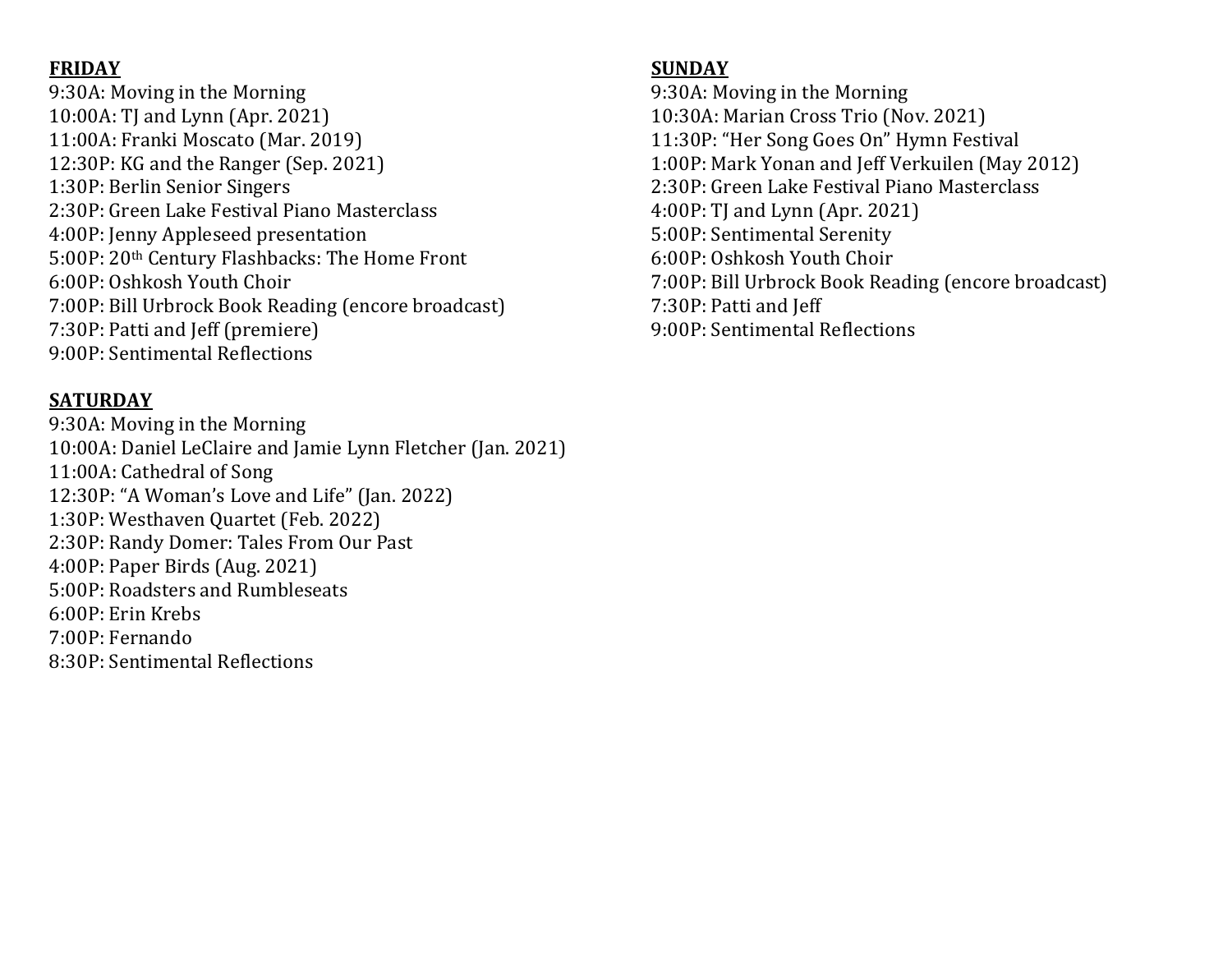**FRIDAY**
9:30A: Moving in the Morning
10:00A: TJ and Lynn (Apr. 2021)
11:00A: Franki Moscato (Mar. 2019)
12:30P: KG and the Ranger (Sep. 2021)
1:30P: Berlin Senior Singers
2:30P: Green Lake Festival Piano Masterclass
4:00P: Jenny Appleseed presentation
5:00P: 20th Century Flashbacks: The Home Front
6:00P: Oshkosh Youth Choir
7:00P: Bill Urbrock Book Reading (encore broadcast)
7:30P: Patti and Jeff (premiere)
9:00P: Sentimental Reflections

**SATURDAY**
9:30A: Moving in the Morning
10:00A: Daniel LeClaire and Jamie Lynn Fletcher (Jan. 2021)
11:00A: Cathedral of Song
12:30P: "A Woman's Love and Life" (Jan. 2022)
1:30P: Westhaven Quartet (Feb. 2022)
2:30P: Randy Domer: Tales From Our Past
4:00P: Paper Birds (Aug. 2021)
5:00P: Roadsters and Rumbleseats
6:00P: Erin Krebs
7:00P: Fernando
8:30P: Sentimental Reflections

**SUNDAY**
9:30A: Moving in the Morning
10:30A: Marian Cross Trio (Nov. 2021)
11:30P: "Her Song Goes On" Hymn Festival
1:00P: Mark Yonan and Jeff Verkuilen (May 2012)
2:30P: Green Lake Festival Piano Masterclass
4:00P: TJ and Lynn (Apr. 2021)
5:00P: Sentimental Serenity
6:00P: Oshkosh Youth Choir
7:00P: Bill Urbrock Book Reading (encore broadcast)
7:30P: Patti and Jeff
9:00P: Sentimental Reflections